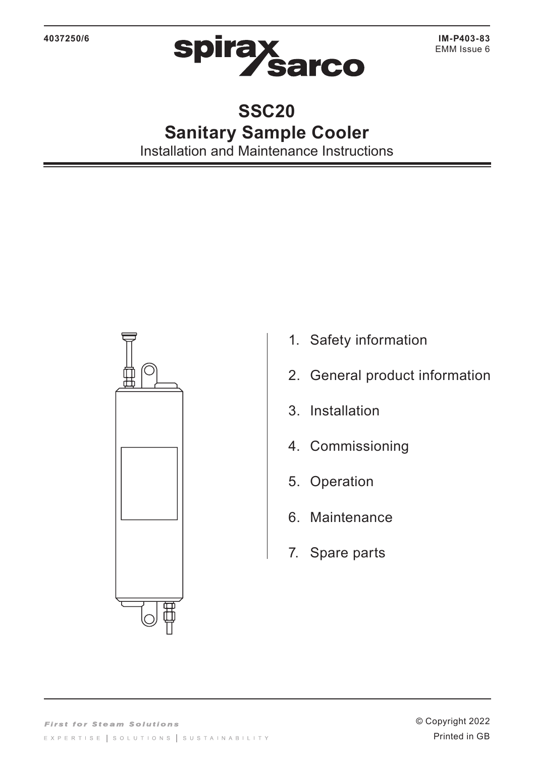4037250/6

IM-P403-83
EMM Issue 6

# SSC20
# Sanitary Sample Cooler

## Installation and Maintenance Instructions

1. Safety information
2. General product information
3. Installation
4. Commissioning
5. Operation
6. Maintenance
7. Spare parts

© Copyright 2022
Printed in GB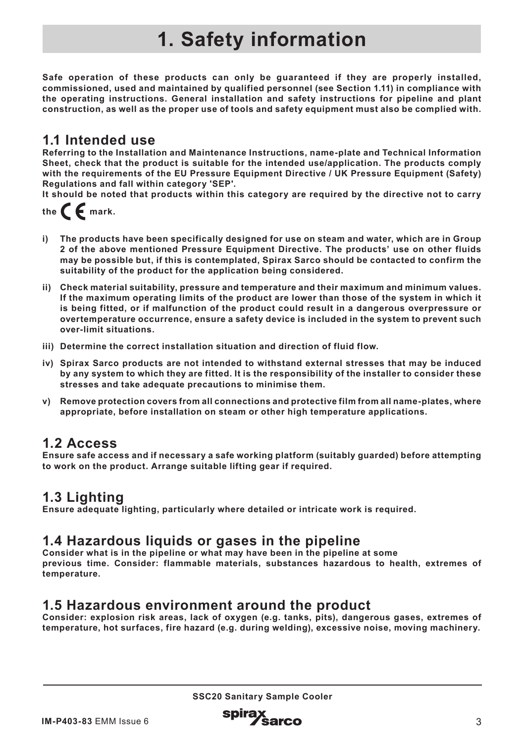# 1. Safety information

**Safe operation of these products can only be guaranteed if they are properly installed, commissioned, used and maintained by qualified personnel (see Section 1.11) in compliance with the operating instructions. General installation and safety instructions for pipeline and plant construction, as well as the proper use of tools and safety equipment must also be complied with.**

## 1.1 Intended use

**Referring to the Installation and Maintenance Instructions, name-plate and Technical Information Sheet, check that the product is suitable for the intended use/application. The products comply with the requirements of the EU Pressure Equipment Directive / UK Pressure Equipment (Safety) Regulations and fall within category 'SEP'.**

**It should be noted that products within this category are required by the directive not to carry the CE mark.**

**i) The products have been specifically designed for use on steam and water, which are in Group 2 of the above mentioned Pressure Equipment Directive. The products' use on other fluids may be possible but, if this is contemplated, Spirax Sarco should be contacted to confirm the suitability of the product for the application being considered.**

**ii) Check material suitability, pressure and temperature and their maximum and minimum values. If the maximum operating limits of the product are lower than those of the system in which it is being fitted, or if malfunction of the product could result in a dangerous overpressure or overtemperature occurrence, ensure a safety device is included in the system to prevent such over-limit situations.**

**iii) Determine the correct installation situation and direction of fluid flow.**

**iv) Spirax Sarco products are not intended to withstand external stresses that may be induced by any system to which they are fitted. It is the responsibility of the installer to consider these stresses and take adequate precautions to minimise them.**

**v) Remove protection covers from all connections and protective film from all name-plates, where appropriate, before installation on steam or other high temperature applications.**

## 1.2 Access

**Ensure safe access and if necessary a safe working platform (suitably guarded) before attempting to work on the product. Arrange suitable lifting gear if required.**

## 1.3 Lighting

**Ensure adequate lighting, particularly where detailed or intricate work is required.**

## 1.4 Hazardous liquids or gases in the pipeline

**Consider what is in the pipeline or what may have been in the pipeline at some previous time. Consider: flammable materials, substances hazardous to health, extremes of temperature.**

## 1.5 Hazardous environment around the product

**Consider: explosion risk areas, lack of oxygen (e.g. tanks, pits), dangerous gases, extremes of temperature, hot surfaces, fire hazard (e.g. during welding), excessive noise, moving machinery.**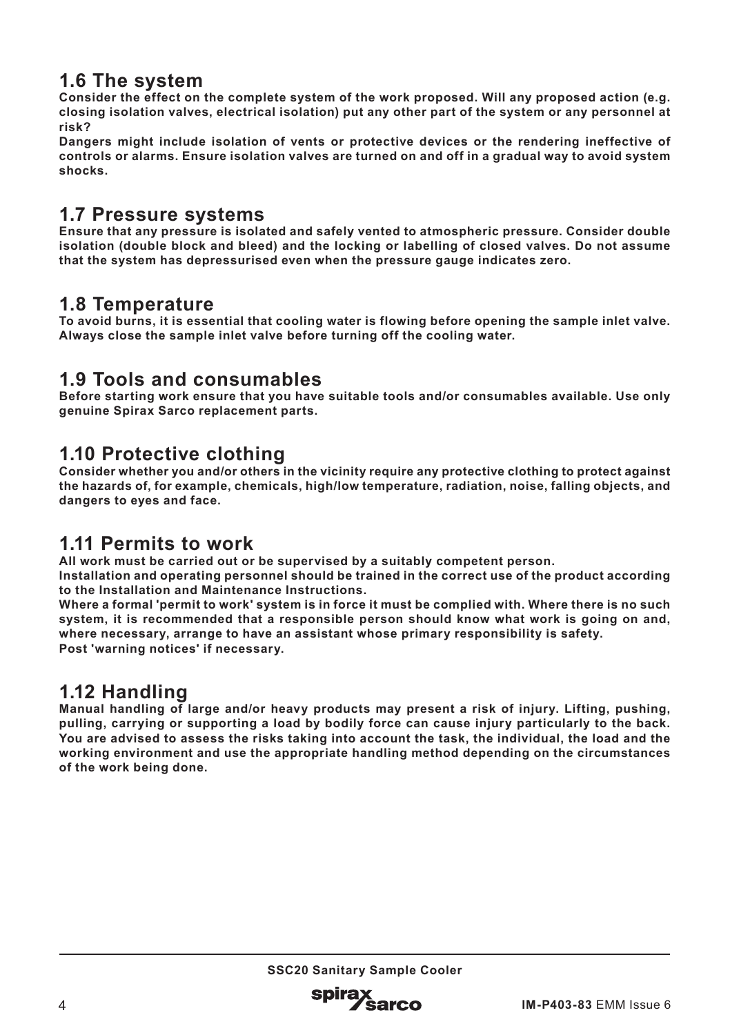## 1.6 The system

**Consider the effect on the complete system of the work proposed. Will any proposed action (e.g. closing isolation valves, electrical isolation) put any other part of the system or any personnel at risk?**

**Dangers might include isolation of vents or protective devices or the rendering ineffective of controls or alarms. Ensure isolation valves are turned on and off in a gradual way to avoid system shocks.**

## 1.7 Pressure systems

**Ensure that any pressure is isolated and safely vented to atmospheric pressure. Consider double isolation (double block and bleed) and the locking or labelling of closed valves. Do not assume that the system has depressurised even when the pressure gauge indicates zero.**

## 1.8 Temperature

**To avoid burns, it is essential that cooling water is flowing before opening the sample inlet valve. Always close the sample inlet valve before turning off the cooling water.**

## 1.9 Tools and consumables

**Before starting work ensure that you have suitable tools and/or consumables available. Use only genuine Spirax Sarco replacement parts.**

## 1.10 Protective clothing

**Consider whether you and/or others in the vicinity require any protective clothing to protect against the hazards of, for example, chemicals, high/low temperature, radiation, noise, falling objects, and dangers to eyes and face.**

## 1.11 Permits to work

**All work must be carried out or be supervised by a suitably competent person.**

**Installation and operating personnel should be trained in the correct use of the product according to the Installation and Maintenance Instructions.**

**Where a formal 'permit to work' system is in force it must be complied with. Where there is no such system, it is recommended that a responsible person should know what work is going on and, where necessary, arrange to have an assistant whose primary responsibility is safety.**

**Post 'warning notices' if necessary.**

## 1.12 Handling

**Manual handling of large and/or heavy products may present a risk of injury. Lifting, pushing, pulling, carrying or supporting a load by bodily force can cause injury particularly to the back. You are advised to assess the risks taking into account the task, the individual, the load and the working environment and use the appropriate handling method depending on the circumstances of the work being done.**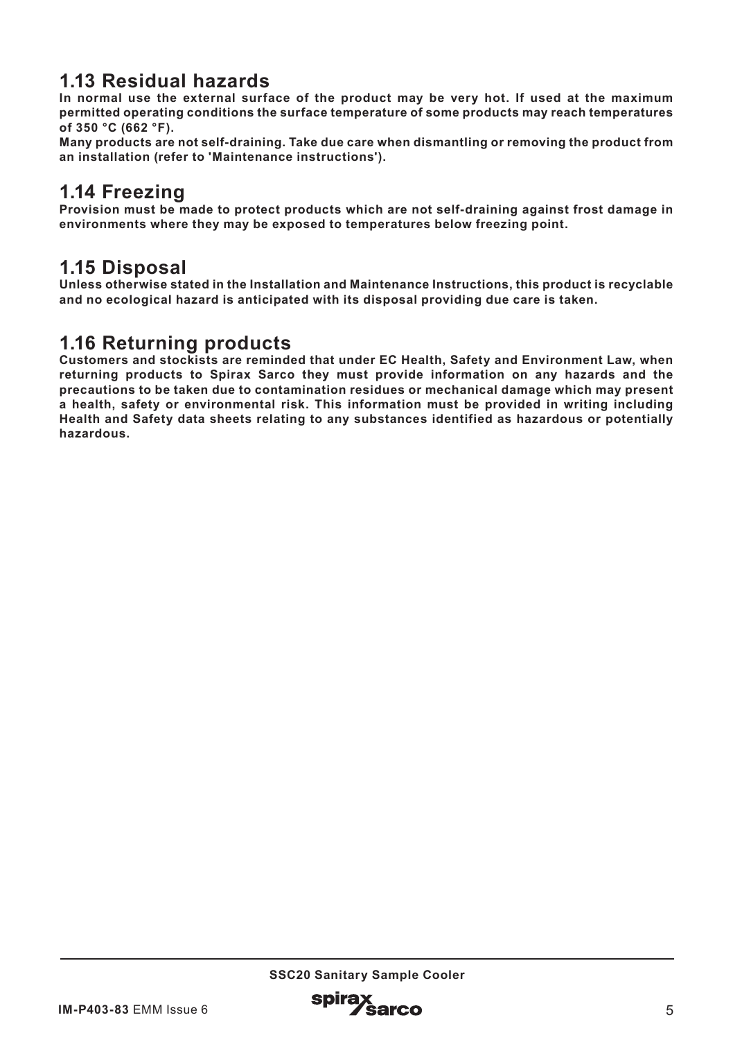## 1.13 Residual hazards

**In normal use the external surface of the product may be very hot. If used at the maximum permitted operating conditions the surface temperature of some products may reach temperatures of 350 °C (662 °F).**

**Many products are not self-draining. Take due care when dismantling or removing the product from an installation (refer to 'Maintenance instructions').**

## 1.14 Freezing

**Provision must be made to protect products which are not self-draining against frost damage in environments where they may be exposed to temperatures below freezing point.**

## 1.15 Disposal

**Unless otherwise stated in the Installation and Maintenance Instructions, this product is recyclable and no ecological hazard is anticipated with its disposal providing due care is taken.**

## 1.16 Returning products

**Customers and stockists are reminded that under EC Health, Safety and Environment Law, when returning products to Spirax Sarco they must provide information on any hazards and the precautions to be taken due to contamination residues or mechanical damage which may present a health, safety or environmental risk. This information must be provided in writing including Health and Safety data sheets relating to any substances identified as hazardous or potentially hazardous.**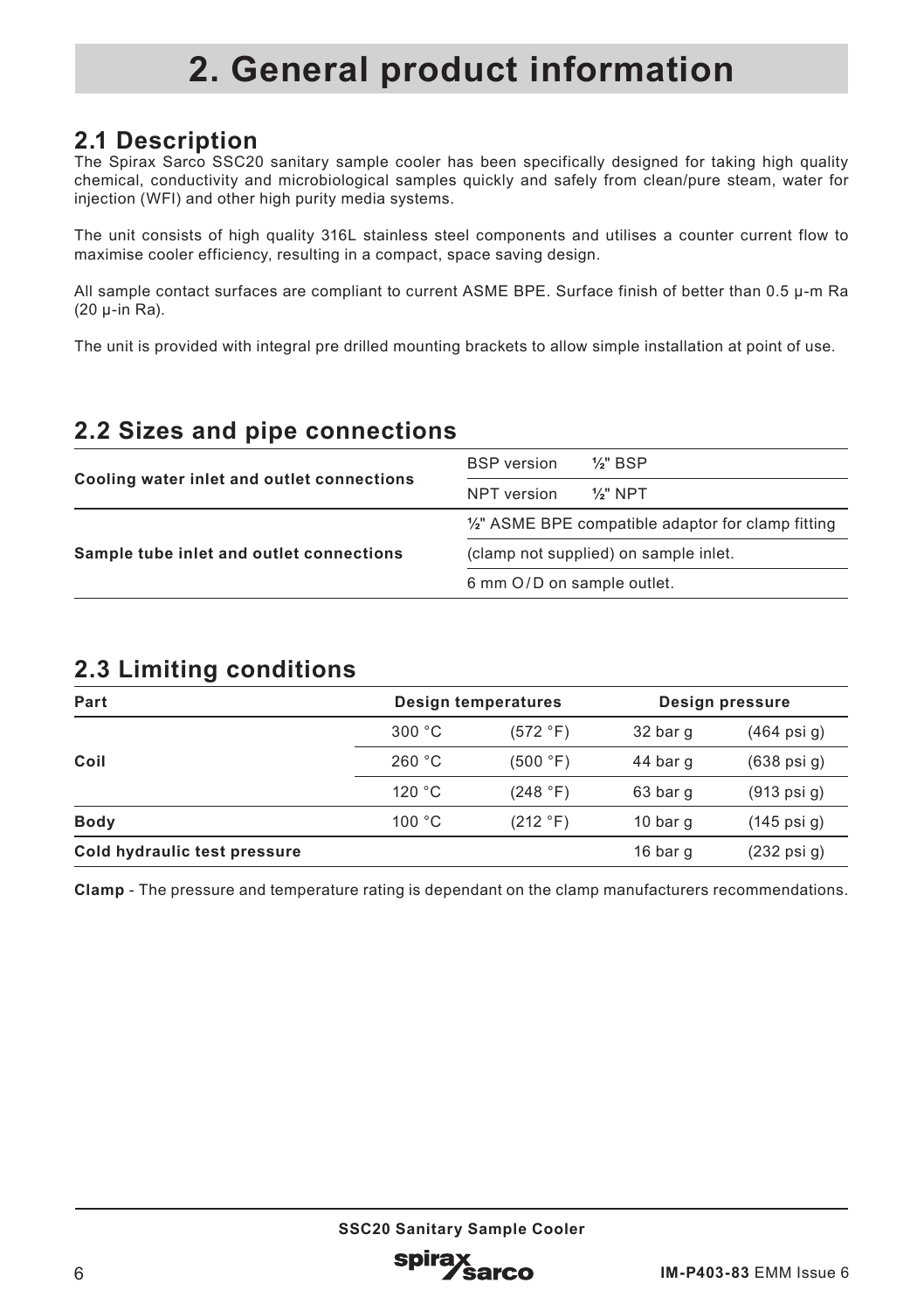# 2. General product information

## 2.1 Description

The Spirax Sarco SSC20 sanitary sample cooler has been specifically designed for taking high quality chemical, conductivity and microbiological samples quickly and safely from clean/pure steam, water for injection (WFI) and other high purity media systems.

The unit consists of high quality 316L stainless steel components and utilises a counter current flow to maximise cooler efficiency, resulting in a compact, space saving design.

All sample contact surfaces are compliant to current ASME BPE. Surface finish of better than 0.5 µ-m Ra (20 µ-in Ra).

The unit is provided with integral pre drilled mounting brackets to allow simple installation at point of use.

## 2.2 Sizes and pipe connections

| | | |
|---|---|---|
| **Cooling water inlet and outlet connections** | BSP version | ½" BSP |
| | NPT version | ½" NPT |
| **Sample tube inlet and outlet connections** | ½" ASME BPE compatible adaptor for clamp fitting | |
| | (clamp not supplied) on sample inlet. | |
| | 6 mm O/D on sample outlet. | |

## 2.3 Limiting conditions

| Part | Design temperatures | | Design pressure | |
|---|---|---|---|---|
| **Coil** | 300 °C | (572 °F) | 32 bar g | (464 psi g) |
| | 260 °C | (500 °F) | 44 bar g | (638 psi g) |
| | 120 °C | (248 °F) | 63 bar g | (913 psi g) |
| **Body** | 100 °C | (212 °F) | 10 bar g | (145 psi g) |
| **Cold hydraulic test pressure** | | | 16 bar g | (232 psi g) |

**Clamp** - The pressure and temperature rating is dependant on the clamp manufacturers recommendations.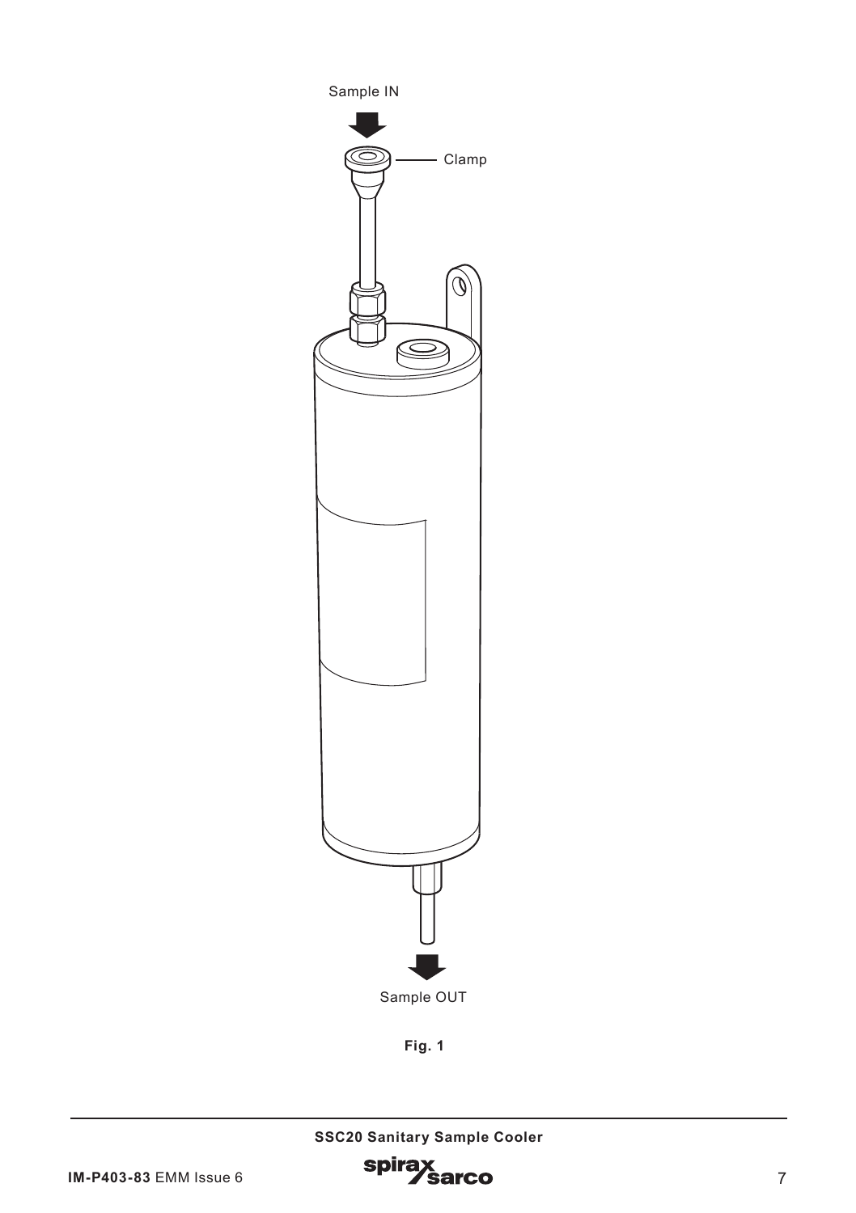Sample IN

Clamp

Sample OUT

**Fig. 1**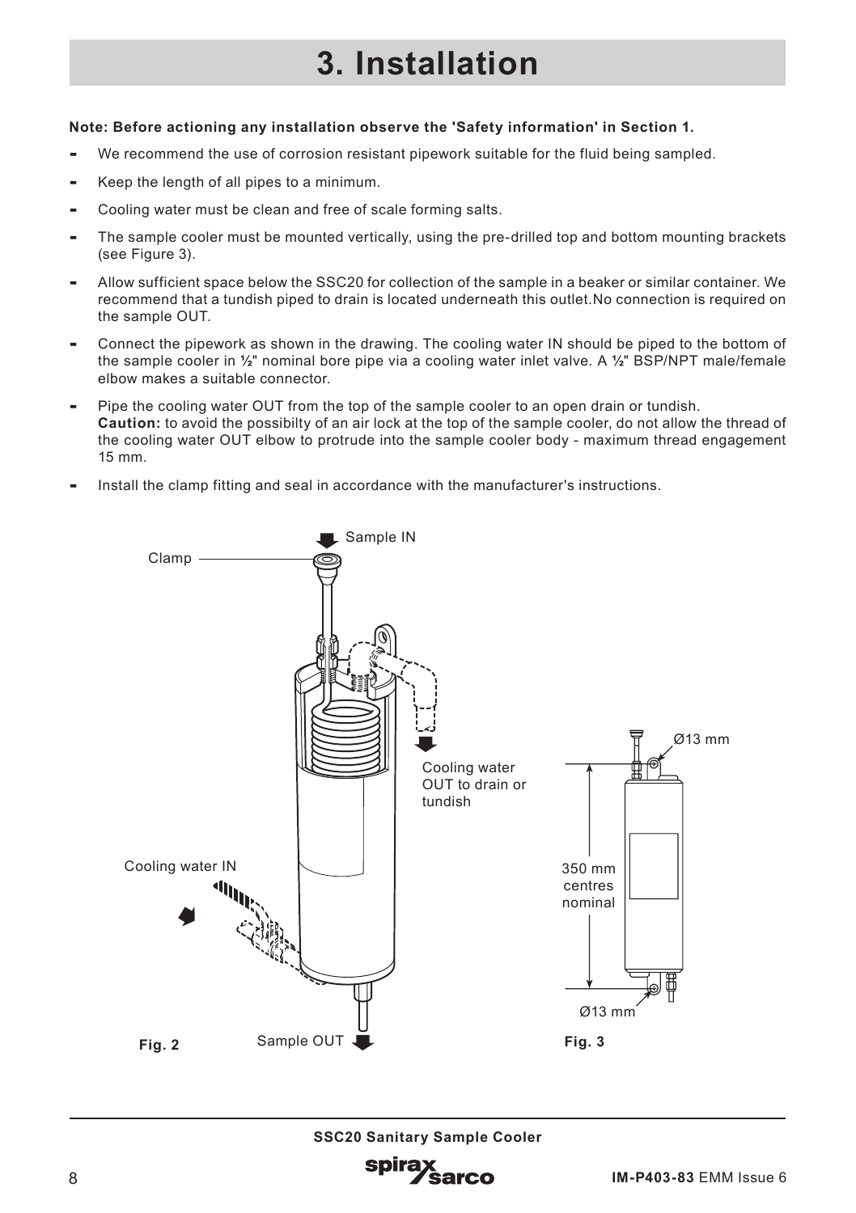# 3. Installation

**Note: Before actioning any installation observe the 'Safety information' in Section 1.**

- We recommend the use of corrosion resistant pipework suitable for the fluid being sampled.
- Keep the length of all pipes to a minimum.
- Cooling water must be clean and free of scale forming salts.
- The sample cooler must be mounted vertically, using the pre-drilled top and bottom mounting brackets (see Figure 3).
- Allow sufficient space below the SSC20 for collection of the sample in a beaker or similar container. We recommend that a tundish piped to drain is located underneath this outlet.No connection is required on the sample OUT.
- Connect the pipework as shown in the drawing. The cooling water IN should be piped to the bottom of the sample cooler in ½" nominal bore pipe via a cooling water inlet valve. A ½" BSP/NPT male/female elbow makes a suitable connector.
- Pipe the cooling water OUT from the top of the sample cooler to an open drain or tundish.
  **Caution:** to avoid the possibilty of an air lock at the top of the sample cooler, do not allow the thread of the cooling water OUT elbow to protrude into the sample cooler body - maximum thread engagement 15 mm.
- Install the clamp fitting and seal in accordance with the manufacturer's instructions.

Sample IN

Clamp

Cooling water OUT to drain or tundish

Cooling water IN

Sample OUT

**Fig. 2**

Ø13 mm

350 mm centres nominal

Ø13 mm

**Fig. 3**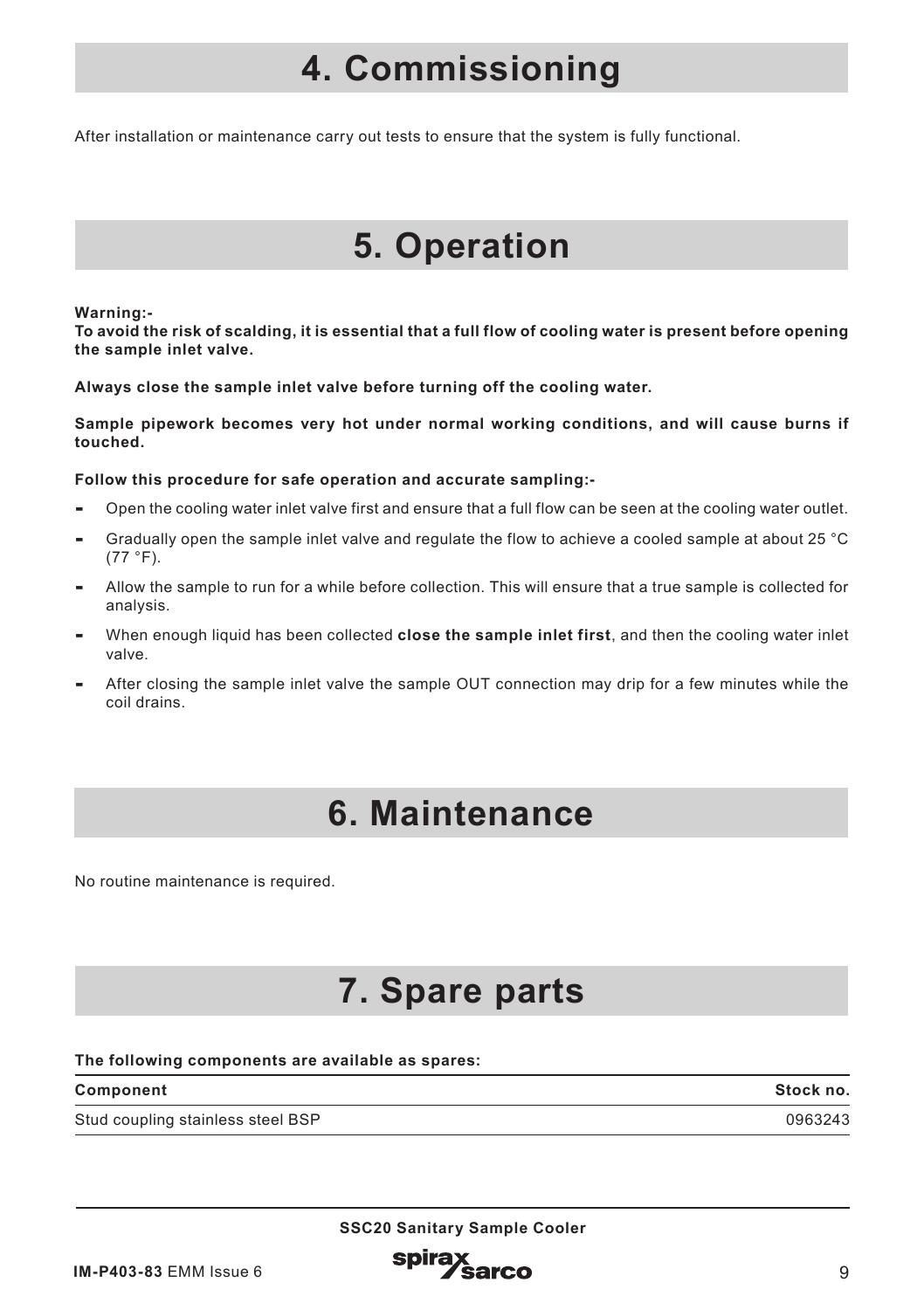# 4. Commissioning

After installation or maintenance carry out tests to ensure that the system is fully functional.

# 5. Operation

**Warning:-**
**To avoid the risk of scalding, it is essential that a full flow of cooling water is present before opening the sample inlet valve.**

**Always close the sample inlet valve before turning off the cooling water.**

**Sample pipework becomes very hot under normal working conditions, and will cause burns if touched.**

**Follow this procedure for safe operation and accurate sampling:-**

- Open the cooling water inlet valve first and ensure that a full flow can be seen at the cooling water outlet.
- Gradually open the sample inlet valve and regulate the flow to achieve a cooled sample at about 25 °C (77 °F).
- Allow the sample to run for a while before collection. This will ensure that a true sample is collected for analysis.
- When enough liquid has been collected **close the sample inlet first**, and then the cooling water inlet valve.
- After closing the sample inlet valve the sample OUT connection may drip for a few minutes while the coil drains.

# 6. Maintenance

No routine maintenance is required.

# 7. Spare parts

**The following components are available as spares:**

| Component | Stock no. |
|---|---|
| Stud coupling stainless steel BSP | 0963243 |